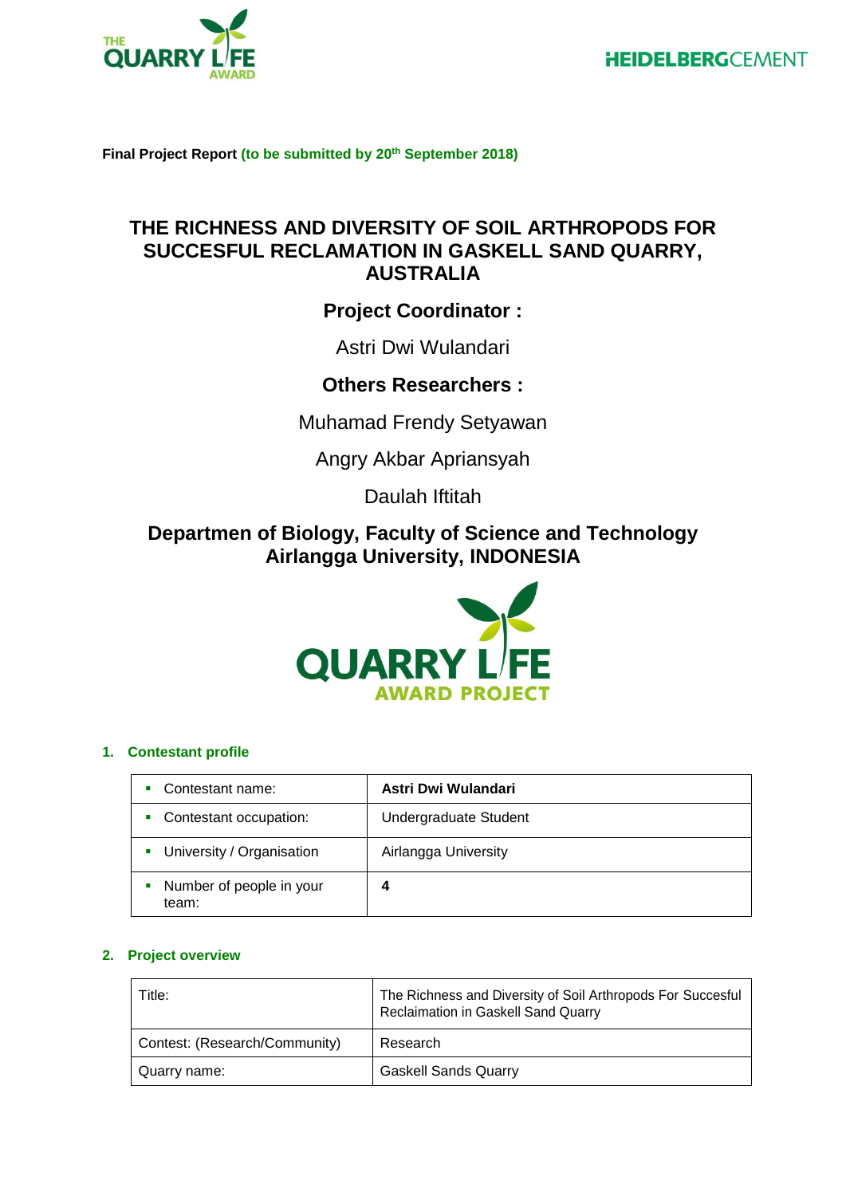**Final Project Report** **(to be submitted by 20th September 2018)**

# THE RICHNESS AND DIVERSITY OF SOIL ARTHROPODS FOR SUCCESFUL RECLAMATION IN GASKELL SAND QUARRY, AUSTRALIA

## Project Coordinator :

Astri Dwi Wulandari

## Others Researchers :

Muhamad Frendy Setyawan

Angry Akbar Apriansyah

Daulah Iftitah

## Departmen of Biology, Faculty of Science and Technology Airlangga University, INDONESIA

### 1. Contestant profile

| | |
|---|---|
| ▪ Contestant name: | **Astri Dwi Wulandari** |
| ▪ Contestant occupation: | Undergraduate Student |
| ▪ University / Organisation | Airlangga University |
| ▪ Number of people in your team: | **4** |

### 2. Project overview

| | |
|---|---|
| Title: | The Richness and Diversity of Soil Arthropods For Succesful Reclaimation in Gaskell Sand Quarry |
| Contest: (Research/Community) | Research |
| Quarry name: | Gaskell Sands Quarry |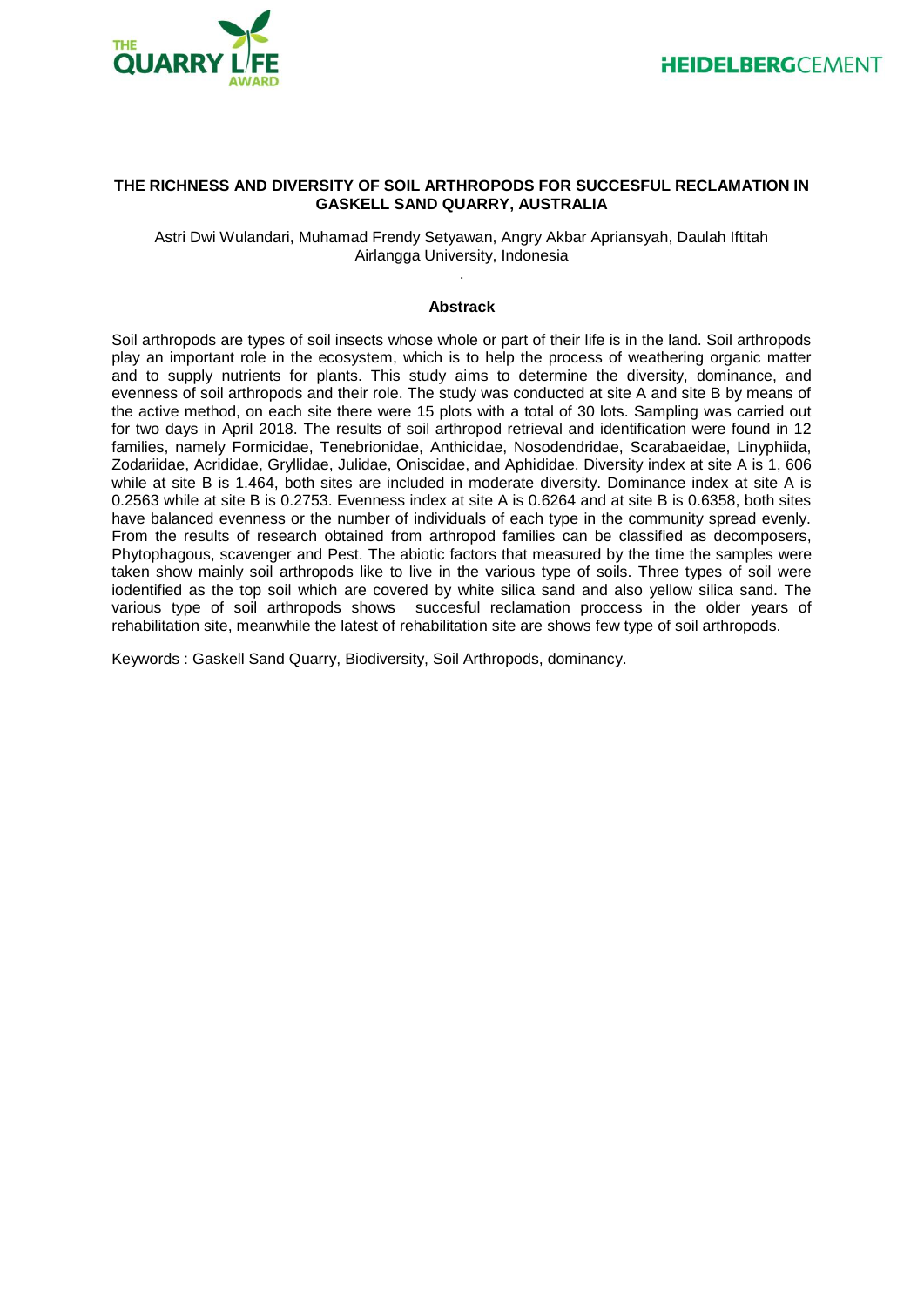**THE RICHNESS AND DIVERSITY OF SOIL ARTHROPODS FOR SUCCESFUL RECLAMATION IN GASKELL SAND QUARRY, AUSTRALIA**

Astri Dwi Wulandari, Muhamad Frendy Setyawan, Angry Akbar Apriansyah, Daulah Iftitah
Airlangga University, Indonesia

.

**Abstrack**

Soil arthropods are types of soil insects whose whole or part of their life is in the land. Soil arthropods play an important role in the ecosystem, which is to help the process of weathering organic matter and to supply nutrients for plants. This study aims to determine the diversity, dominance, and evenness of soil arthropods and their role. The study was conducted at site A and site B by means of the active method, on each site there were 15 plots with a total of 30 lots. Sampling was carried out for two days in April 2018. The results of soil arthropod retrieval and identification were found in 12 families, namely Formicidae, Tenebrionidae, Anthicidae, Nosodendridae, Scarabaeidae, Linyphiida, Zodariidae, Acrididae, Gryllidae, Julidae, Oniscidae, and Aphididae. Diversity index at site A is 1, 606 while at site B is 1.464, both sites are included in moderate diversity. Dominance index at site A is 0.2563 while at site B is 0.2753. Evenness index at site A is 0.6264 and at site B is 0.6358, both sites have balanced evenness or the number of individuals of each type in the community spread evenly. From the results of research obtained from arthropod families can be classified as decomposers, Phytophagous, scavenger and Pest. The abiotic factors that measured by the time the samples were taken show mainly soil arthropods like to live in the various type of soils. Three types of soil were iodentified as the top soil which are covered by white silica sand and also yellow silica sand. The various type of soil arthropods shows succesful reclamation proccess in the older years of rehabilitation site, meanwhile the latest of rehabilitation site are shows few type of soil arthropods.

Keywords : Gaskell Sand Quarry, Biodiversity, Soil Arthropods, dominancy.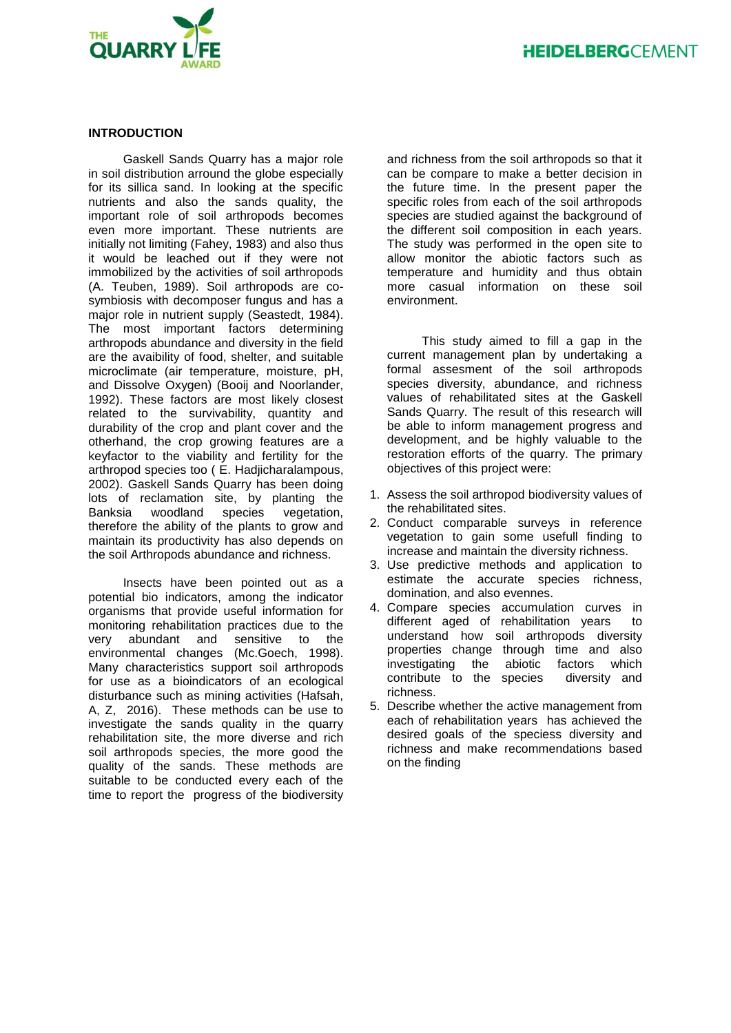## INTRODUCTION

Gaskell Sands Quarry has a major role in soil distribution arround the globe especially for its sillica sand. In looking at the specific nutrients and also the sands quality, the important role of soil arthropods becomes even more important. These nutrients are initially not limiting (Fahey, 1983) and also thus it would be leached out if they were not immobilized by the activities of soil arthropods (A. Teuben, 1989). Soil arthropods are co-symbiosis with decomposer fungus and has a major role in nutrient supply (Seastedt, 1984). The most important factors determining arthropods abundance and diversity in the field are the avaibility of food, shelter, and suitable microclimate (air temperature, moisture, pH, and Dissolve Oxygen) (Booij and Noorlander, 1992). These factors are most likely closest related to the survivability, quantity and durability of the crop and plant cover and the otherhand, the crop growing features are a keyfactor to the viability and fertility for the arthropod species too ( E. Hadjicharalampous, 2002). Gaskell Sands Quarry has been doing lots of reclamation site, by planting the Banksia woodland species vegetation, therefore the ability of the plants to grow and maintain its productivity has also depends on the soil Arthropods abundance and richness.

Insects have been pointed out as a potential bio indicators, among the indicator organisms that provide useful information for monitoring rehabilitation practices due to the very abundant and sensitive to the environmental changes (Mc.Goech, 1998). Many characteristics support soil arthropods for use as a bioindicators of an ecological disturbance such as mining activities (Hafsah, A, Z, 2016). These methods can be use to investigate the sands quality in the quarry rehabilitation site, the more diverse and rich soil arthropods species, the more good the quality of the sands. These methods are suitable to be conducted every each of the time to report the progress of the biodiversity and richness from the soil arthropods so that it can be compare to make a better decision in the future time. In the present paper the specific roles from each of the soil arthropods species are studied against the background of the different soil composition in each years. The study was performed in the open site to allow monitor the abiotic factors such as temperature and humidity and thus obtain more casual information on these soil environment.

This study aimed to fill a gap in the current management plan by undertaking a formal assesment of the soil arthropods species diversity, abundance, and richness values of rehabilitated sites at the Gaskell Sands Quarry. The result of this research will be able to inform management progress and development, and be highly valuable to the restoration efforts of the quarry. The primary objectives of this project were:

1. Assess the soil arthropod biodiversity values of the rehabilitated sites.
2. Conduct comparable surveys in reference vegetation to gain some usefull finding to increase and maintain the diversity richness.
3. Use predictive methods and application to estimate the accurate species richness, domination, and also evennes.
4. Compare species accumulation curves in different aged of rehabilitation years to understand how soil arthropods diversity properties change through time and also investigating the abiotic factors which contribute to the species diversity and richness.
5. Describe whether the active management from each of rehabilitation years has achieved the desired goals of the speciess diversity and richness and make recommendations based on the finding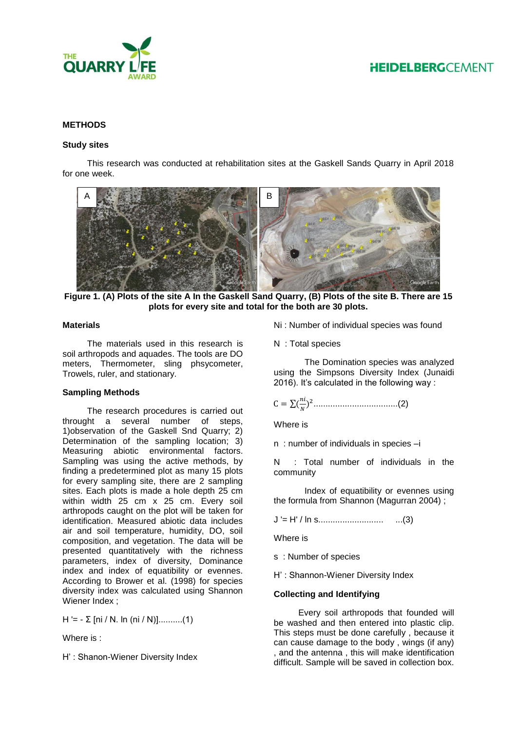## METHODS

### Study sites

This research was conducted at rehabilitation sites at the Gaskell Sands Quarry in April 2018 for one week.

**Figure 1. (A) Plots of the site A In the Gaskell Sand Quarry, (B) Plots of the site B. There are 15 plots for every site and total for the both are 30 plots.**

### Materials

The materials used in this research is soil arthropods and aquades. The tools are DO meters, Thermometer, sling phsycometer, Trowels, ruler, and stationary.

### Sampling Methods

The research procedures is carried out throught a several number of steps, 1)observation of the Gaskell Snd Quarry; 2) Determination of the sampling location; 3) Measuring abiotic environmental factors. Sampling was using the active methods, by finding a predetermined plot as many 15 plots for every sampling site, there are 2 sampling sites. Each plots is made a hole depth 25 cm within width 25 cm x 25 cm. Every soil arthropods caught on the plot will be taken for identification. Measured abiotic data includes air and soil temperature, humidity, DO, soil composition, and vegetation. The data will be presented quantitatively with the richness parameters, index of diversity, Dominance index and index of equatibility or evennes. According to Brower et al. (1998) for species diversity index was calculated using Shannon Wiener Index ;

$$H' = - \Sigma [ni / N. \ln (ni / N)] \text{..........(1)}$$

Where is :

H' : Shanon-Wiener Diversity Index

Ni : Number of individual species was found

N : Total species

The Domination species was analyzed using the Simpsons Diversity Index (Junaidi 2016). It's calculated in the following way :

$$C = \sum(\frac{ni}{N})^2 \text{..................................(2)}$$

Where is

n : number of individuals in species –i

N : Total number of individuals in the community

Index of equatibility or evennes using the formula from Shannon (Magurran 2004) ;

$$J' = H' / \ln s \text{.......................... ...(3)}$$

Where is

s : Number of species

H' : Shannon-Wiener Diversity Index

### Collecting and Identifying

Every soil arthropods that founded will be washed and then entered into plastic clip. This steps must be done carefully , because it can cause damage to the body , wings (if any) , and the antenna , this will make identification difficult. Sample will be saved in collection box.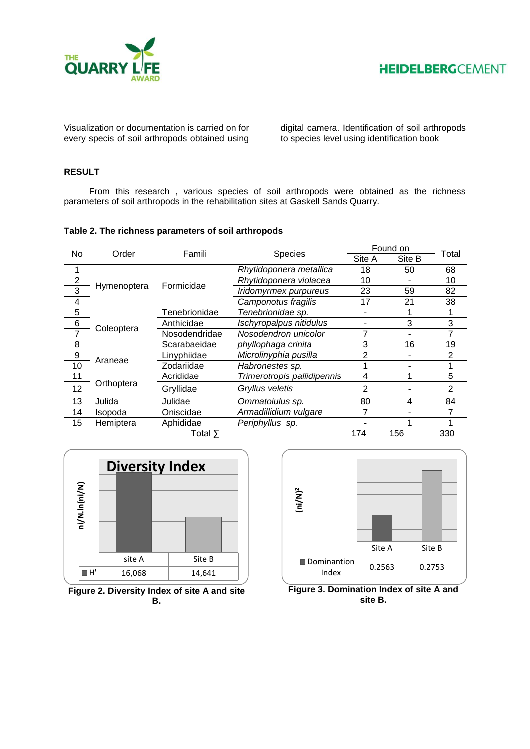Visualization or documentation is carried on for every specis of soil arthropods obtained using digital camera. Identification of soil arthropods to species level using identification book

**RESULT**

From this research , various species of soil arthropods were obtained as the richness parameters of soil arthropods in the rehabilitation sites at Gaskell Sands Quarry.

**Table 2. The richness parameters of soil arthropods**

| No | Order | Famili | Species | Found on | | Total |
|---|---|---|---|---|---|---|
| | | | | Site A | Site B | |
| 1 | Hymenoptera | Formicidae | *Rhytidoponera metallica* | 18 | 50 | 68 |
| 2 | | | *Rhytidoponera violacea* | 10 | - | 10 |
| 3 | | | *Iridomyrmex purpureus* | 23 | 59 | 82 |
| 4 | | | *Camponotus fragilis* | 17 | 21 | 38 |
| 5 | Coleoptera | Tenebrionidae | *Tenebrionidae sp.* | - | 1 | 1 |
| 6 | | Anthicidae | *Ischyropalpus nitidulus* | - | 3 | 3 |
| 7 | | Nosodendridae | *Nosodendron unicolor* | 7 | - | 7 |
| 8 | | Scarabaeidae | *phyllophaga crinita* | 3 | 16 | 19 |
| 9 | Araneae | Linyphiidae | *Microlinyphia pusilla* | 2 | - | 2 |
| 10 | | Zodariidae | *Habronestes sp.* | 1 | - | 1 |
| 11 | Orthoptera | Acrididae | *Trimerotropis pallidipennis* | 4 | 1 | 5 |
| 12 | | Gryllidae | *Gryllus veletis* | 2 | - | 2 |
| 13 | Julida | Julidae | *Ommatoiulus sp.* | 80 | 4 | 84 |
| 14 | Isopoda | Oniscidae | *Armadillidium vulgare* | 7 | - | 7 |
| 15 | Hemiptera | Aphididae | *Periphyllus sp.* | - | 1 | 1 |
| | | Total ∑ | | 174 | 156 | 330 |

**Diversity Index**

| | site A | Site B |
|---|---|---|
| H' | 16,068 | 14,641 |

**Figure 2. Diversity Index of site A and site B.**

| | Site A | Site B |
|---|---|---|
| Domination Index | 0.2563 | 0.2753 |

**Figure 3. Domination Index of site A and site B.**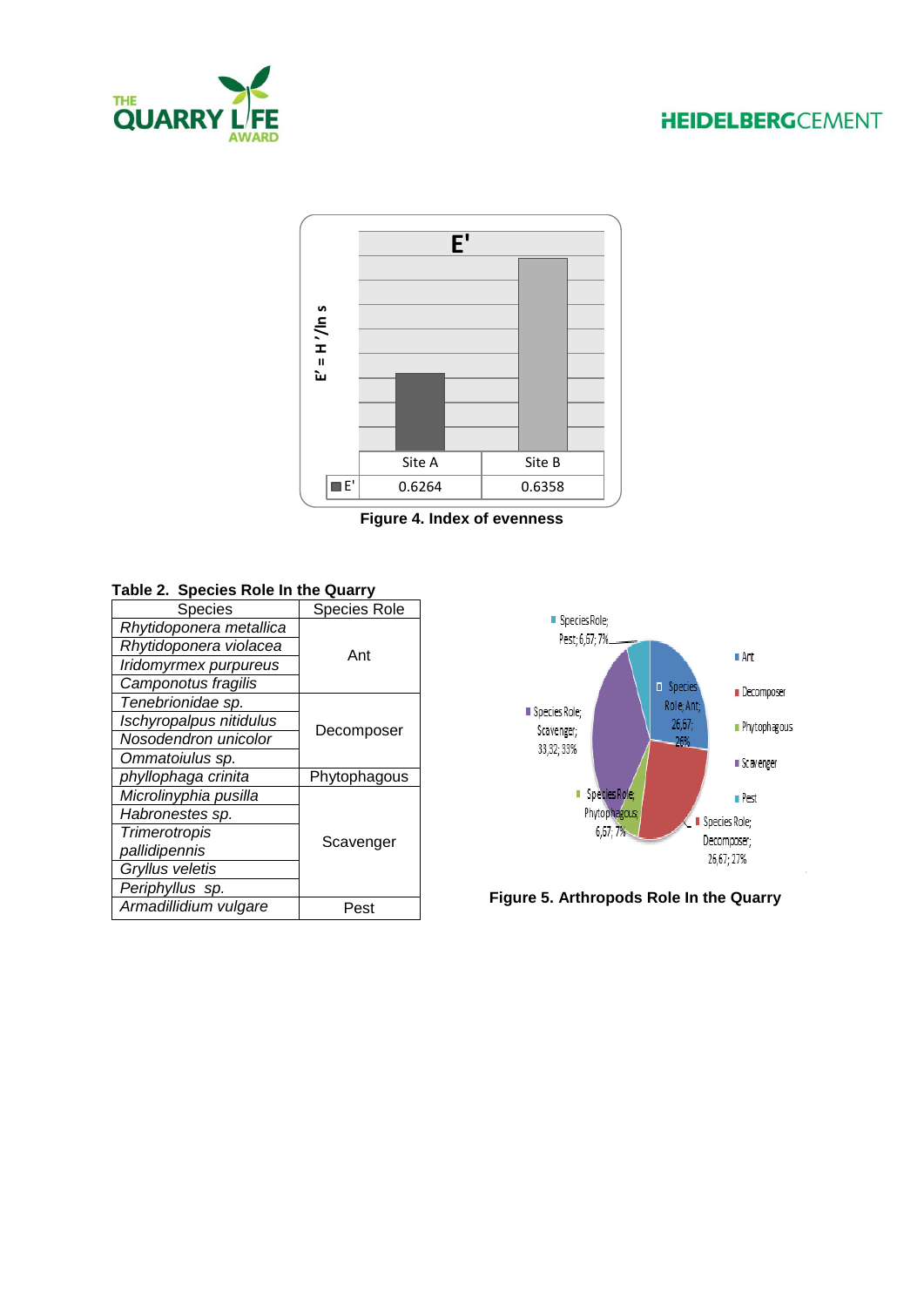| | Site A | Site B |
|---|---|---|
| E' | 0.6264 | 0.6358 |

Figure 4. Index of evenness

**Table 2. Species Role In the Quarry**

| Species | Species Role |
|---|---|
| *Rhytidoponera metallica* | Ant |
| *Rhytidoponera violacea* | |
| *Iridomyrmex purpureus* | |
| *Camponotus fragilis* | |
| *Tenebrionidae sp.* | Decomposer |
| *Ischyropalpus nitidulus* | |
| *Nosodendron unicolor* | |
| *Ommatoiulus sp.* | |
| *phyllophaga crinita* | Phytophagous |
| *Microlinyphia pusilla* | Scavenger |
| *Habronestes sp.* | |
| *Trimerotropis pallidipennis* | |
| *Gryllus veletis* | |
| *Periphyllus sp.* | |
| *Armadillidium vulgare* | Pest |

**Figure 5. Arthropods Role In the Quarry**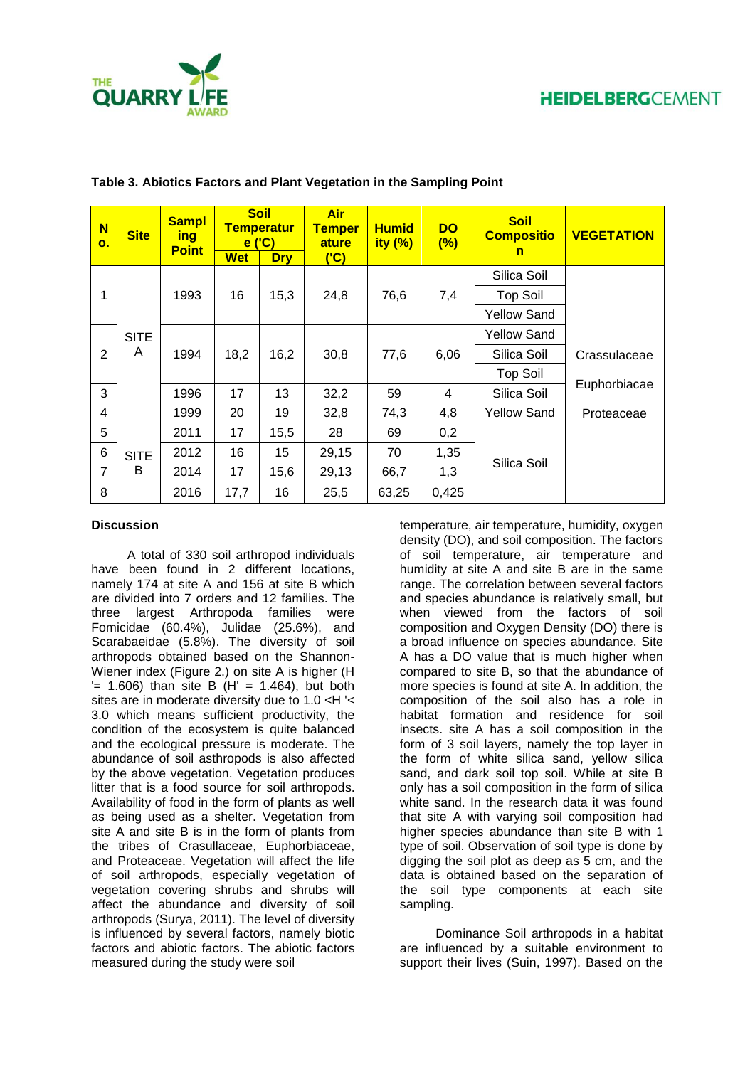**Table 3. Abiotics Factors and Plant Vegetation in the Sampling Point**

| No. | Site | Sampling Point | Soil Temperature ('C) | | Air Temperature ('C) | Humidity (%) | DO (%) | Soil Composition | VEGETATION |
|---|---|---|---|---|---|---|---|---|---|
| | | | Wet | Dry | | | | | |
| 1 | SITE A | 1993 | 16 | 15,3 | 24,8 | 76,6 | 7,4 | Silica Soil | Crassulaceae Euphorbiacae Proteaceae |
| | | | | | | | | Top Soil | |
| | | | | | | | | Yellow Sand | |
| 2 | | 1994 | 18,2 | 16,2 | 30,8 | 77,6 | 6,06 | Yellow Sand | |
| | | | | | | | | Silica Soil | |
| | | | | | | | | Top Soil | |
| 3 | | 1996 | 17 | 13 | 32,2 | 59 | 4 | Silica Soil | |
| 4 | | 1999 | 20 | 19 | 32,8 | 74,3 | 4,8 | Yellow Sand | |
| 5 | SITE B | 2011 | 17 | 15,5 | 28 | 69 | 0,2 | Silica Soil | |
| 6 | | 2012 | 16 | 15 | 29,15 | 70 | 1,35 | | |
| 7 | | 2014 | 17 | 15,6 | 29,13 | 66,7 | 1,3 | | |
| 8 | | 2016 | 17,7 | 16 | 25,5 | 63,25 | 0,425 | | |

**Discussion**

A total of 330 soil arthropod individuals have been found in 2 different locations, namely 174 at site A and 156 at site B which are divided into 7 orders and 12 families. The three largest Arthropoda families were Fomicidae (60.4%), Julidae (25.6%), and Scarabaeidae (5.8%). The diversity of soil arthropods obtained based on the Shannon-Wiener index (Figure 2.) on site A is higher (H '= 1.606) than site B (H' = 1.464), but both sites are in moderate diversity due to 1.0 <H '< 3.0 which means sufficient productivity, the condition of the ecosystem is quite balanced and the ecological pressure is moderate. The abundance of soil asthropods is also affected by the above vegetation. Vegetation produces litter that is a food source for soil arthropods. Availability of food in the form of plants as well as being used as a shelter. Vegetation from site A and site B is in the form of plants from the tribes of Crasullaceae, Euphorbiaceae, and Proteaceae. Vegetation will affect the life of soil arthropods, especially vegetation of vegetation covering shrubs and shrubs will affect the abundance and diversity of soil arthropods (Surya, 2011). The level of diversity is influenced by several factors, namely biotic factors and abiotic factors. The abiotic factors measured during the study were soil temperature, air temperature, humidity, oxygen density (DO), and soil composition. The factors of soil temperature, air temperature and humidity at site A and site B are in the same range. The correlation between several factors and species abundance is relatively small, but when viewed from the factors of soil composition and Oxygen Density (DO) there is a broad influence on species abundance. Site A has a DO value that is much higher when compared to site B, so that the abundance of more species is found at site A. In addition, the composition of the soil also has a role in habitat formation and residence for soil insects. site A has a soil composition in the form of 3 soil layers, namely the top layer in the form of white silica sand, yellow silica sand, and dark soil top soil. While at site B only has a soil composition in the form of silica white sand. In the research data it was found that site A with varying soil composition had higher species abundance than site B with 1 type of soil. Observation of soil type is done by digging the soil plot as deep as 5 cm, and the data is obtained based on the separation of the soil type components at each site sampling.

Dominance Soil arthropods in a habitat are influenced by a suitable environment to support their lives (Suin, 1997). Based on the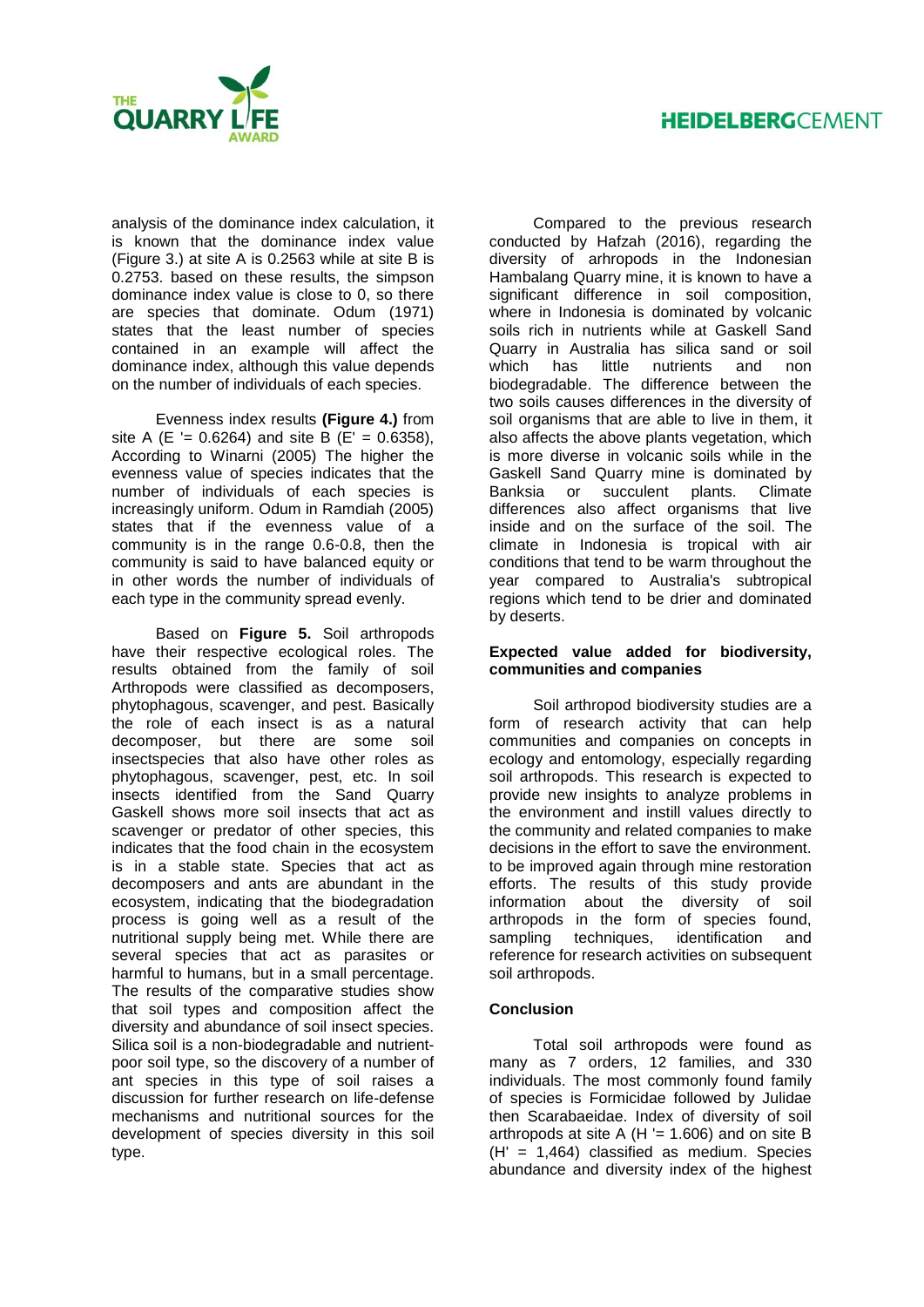analysis of the dominance index calculation, it is known that the dominance index value (Figure 3.) at site A is 0.2563 while at site B is 0.2753. based on these results, the simpson dominance index value is close to 0, so there are species that dominate. Odum (1971) states that the least number of species contained in an example will affect the dominance index, although this value depends on the number of individuals of each species.

Evenness index results **(Figure 4.)** from site A (E '= 0.6264) and site B (E' = 0.6358), According to Winarni (2005) The higher the evenness value of species indicates that the number of individuals of each species is increasingly uniform. Odum in Ramdiah (2005) states that if the evenness value of a community is in the range 0.6-0.8, then the community is said to have balanced equity or in other words the number of individuals of each type in the community spread evenly.

Based on **Figure 5.** Soil arthropods have their respective ecological roles. The results obtained from the family of soil Arthropods were classified as decomposers, phytophagous, scavenger, and pest. Basically the role of each insect is as a natural decomposer, but there are some soil insectspecies that also have other roles as phytophagous, scavenger, pest, etc. In soil insects identified from the Sand Quarry Gaskell shows more soil insects that act as scavenger or predator of other species, this indicates that the food chain in the ecosystem is in a stable state. Species that act as decomposers and ants are abundant in the ecosystem, indicating that the biodegradation process is going well as a result of the nutritional supply being met. While there are several species that act as parasites or harmful to humans, but in a small percentage. The results of the comparative studies show that soil types and composition affect the diversity and abundance of soil insect species. Silica soil is a non-biodegradable and nutrient-poor soil type, so the discovery of a number of ant species in this type of soil raises a discussion for further research on life-defense mechanisms and nutritional sources for the development of species diversity in this soil type.

Compared to the previous research conducted by Hafzah (2016), regarding the diversity of arhropods in the Indonesian Hambalang Quarry mine, it is known to have a significant difference in soil composition, where in Indonesia is dominated by volcanic soils rich in nutrients while at Gaskell Sand Quarry in Australia has silica sand or soil which has little nutrients and non biodegradable. The difference between the two soils causes differences in the diversity of soil organisms that are able to live in them, it also affects the above plants vegetation, which is more diverse in volcanic soils while in the Gaskell Sand Quarry mine is dominated by Banksia or succulent plants. Climate differences also affect organisms that live inside and on the surface of the soil. The climate in Indonesia is tropical with air conditions that tend to be warm throughout the year compared to Australia's subtropical regions which tend to be drier and dominated by deserts.

**Expected value added for biodiversity, communities and companies**

Soil arthropod biodiversity studies are a form of research activity that can help communities and companies on concepts in ecology and entomology, especially regarding soil arthropods. This research is expected to provide new insights to analyze problems in the environment and instill values directly to the community and related companies to make decisions in the effort to save the environment. to be improved again through mine restoration efforts. The results of this study provide information about the diversity of soil arthropods in the form of species found, sampling techniques, identification and reference for research activities on subsequent soil arthropods.

**Conclusion**

Total soil arthropods were found as many as 7 orders, 12 families, and 330 individuals. The most commonly found family of species is Formicidae followed by Julidae then Scarabaeidae. Index of diversity of soil arthropods at site A (H '= 1.606) and on site B (H' = 1,464) classified as medium. Species abundance and diversity index of the highest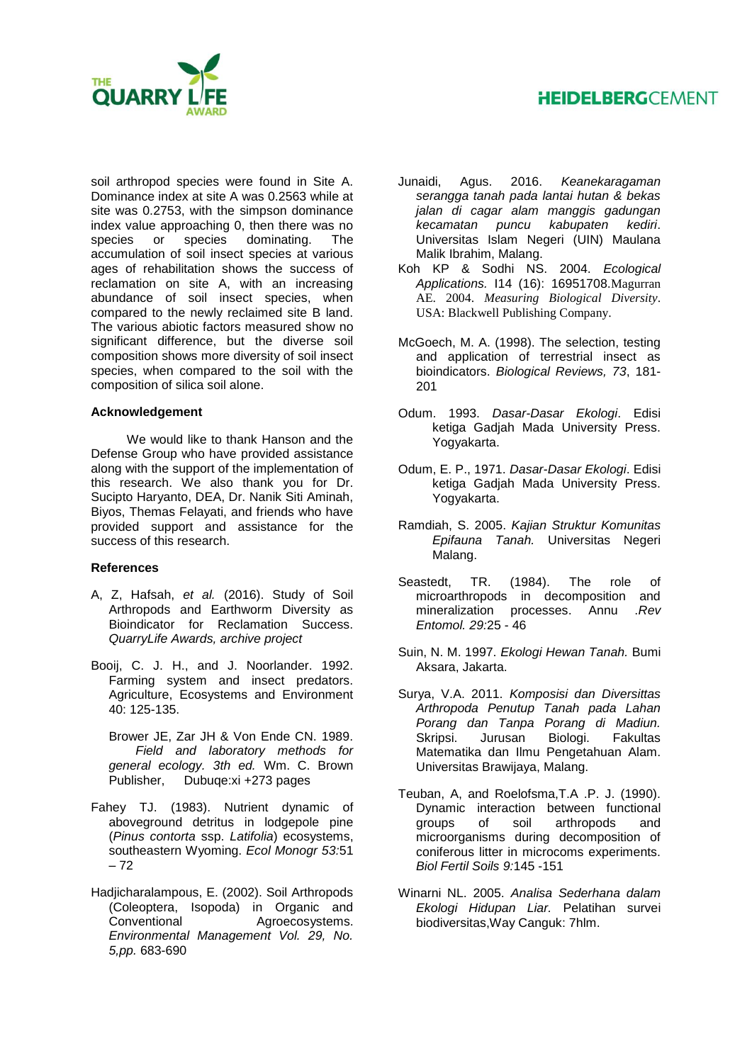soil arthropod species were found in Site A. Dominance index at site A was 0.2563 while at site was 0.2753, with the simpson dominance index value approaching 0, then there was no species or species dominating. The accumulation of soil insect species at various ages of rehabilitation shows the success of reclamation on site A, with an increasing abundance of soil insect species, when compared to the newly reclaimed site B land. The various abiotic factors measured show no significant difference, but the diverse soil composition shows more diversity of soil insect species, when compared to the soil with the composition of silica soil alone.

### Acknowledgement

We would like to thank Hanson and the Defense Group who have provided assistance along with the support of the implementation of this research. We also thank you for Dr. Sucipto Haryanto, DEA, Dr. Nanik Siti Aminah, Biyos, Themas Felayati, and friends who have provided support and assistance for the success of this research.

### References

A, Z, Hafsah, *et al.* (2016). Study of Soil Arthropods and Earthworm Diversity as Bioindicator for Reclamation Success. *QuarryLife Awards, archive project*

Booij, C. J. H., and J. Noorlander. 1992. Farming system and insect predators. Agriculture, Ecosystems and Environment 40: 125-135.

Brower JE, Zar JH & Von Ende CN. 1989. *Field and laboratory methods for general ecology. 3th ed.* Wm. C. Brown Publisher, Dubuqe:xi +273 pages

Fahey TJ. (1983). Nutrient dynamic of aboveground detritus in lodgepole pine (*Pinus contorta* ssp. *Latifolia*) ecosystems, southeastern Wyoming. *Ecol Monogr 53:*51 – 72

Hadjicharalampous, E. (2002). Soil Arthropods (Coleoptera, Isopoda) in Organic and Conventional Agroecosystems. *Environmental Management Vol. 29, No. 5,pp.* 683-690

Junaidi, Agus. 2016. *Keanekaragaman serangga tanah pada lantai hutan & bekas jalan di cagar alam manggis gadungan kecamatan puncu kabupaten kediri*. Universitas Islam Negeri (UIN) Maulana Malik Ibrahim, Malang.

Koh KP & Sodhi NS. 2004. *Ecological Applications.* I14 (16): 16951708.Magurran AE. 2004. *Measuring Biological Diversity*. USA: Blackwell Publishing Company.

McGoech, M. A. (1998). The selection, testing and application of terrestrial insect as bioindicators. *Biological Reviews, 73*, 181-201

Odum. 1993. *Dasar-Dasar Ekologi*. Edisi ketiga Gadjah Mada University Press. Yogyakarta.

Odum, E. P., 1971. *Dasar-Dasar Ekologi*. Edisi ketiga Gadjah Mada University Press. Yogyakarta.

Ramdiah, S. 2005. *Kajian Struktur Komunitas Epifauna Tanah.* Universitas Negeri Malang.

Seastedt, TR. (1984). The role of microarthropods in decomposition and mineralization processes. Annu *.Rev Entomol. 29:*25 - 46

Suin, N. M. 1997. *Ekologi Hewan Tanah.* Bumi Aksara, Jakarta.

Surya, V.A. 2011. *Komposisi dan Diversittas Arthropoda Penutup Tanah pada Lahan Porang dan Tanpa Porang di Madiun.* Skripsi. Jurusan Biologi. Fakultas Matematika dan Ilmu Pengetahuan Alam. Universitas Brawijaya, Malang.

Teuban, A, and Roelofsma,T.A .P. J. (1990). Dynamic interaction between functional groups of soil arthropods and microorganisms during decomposition of coniferous litter in microcoms experiments. *Biol Fertil Soils 9:*145 -151

Winarni NL. 2005. *Analisa Sederhana dalam Ekologi Hidupan Liar.* Pelatihan survei biodiversitas,Way Canguk: 7hlm.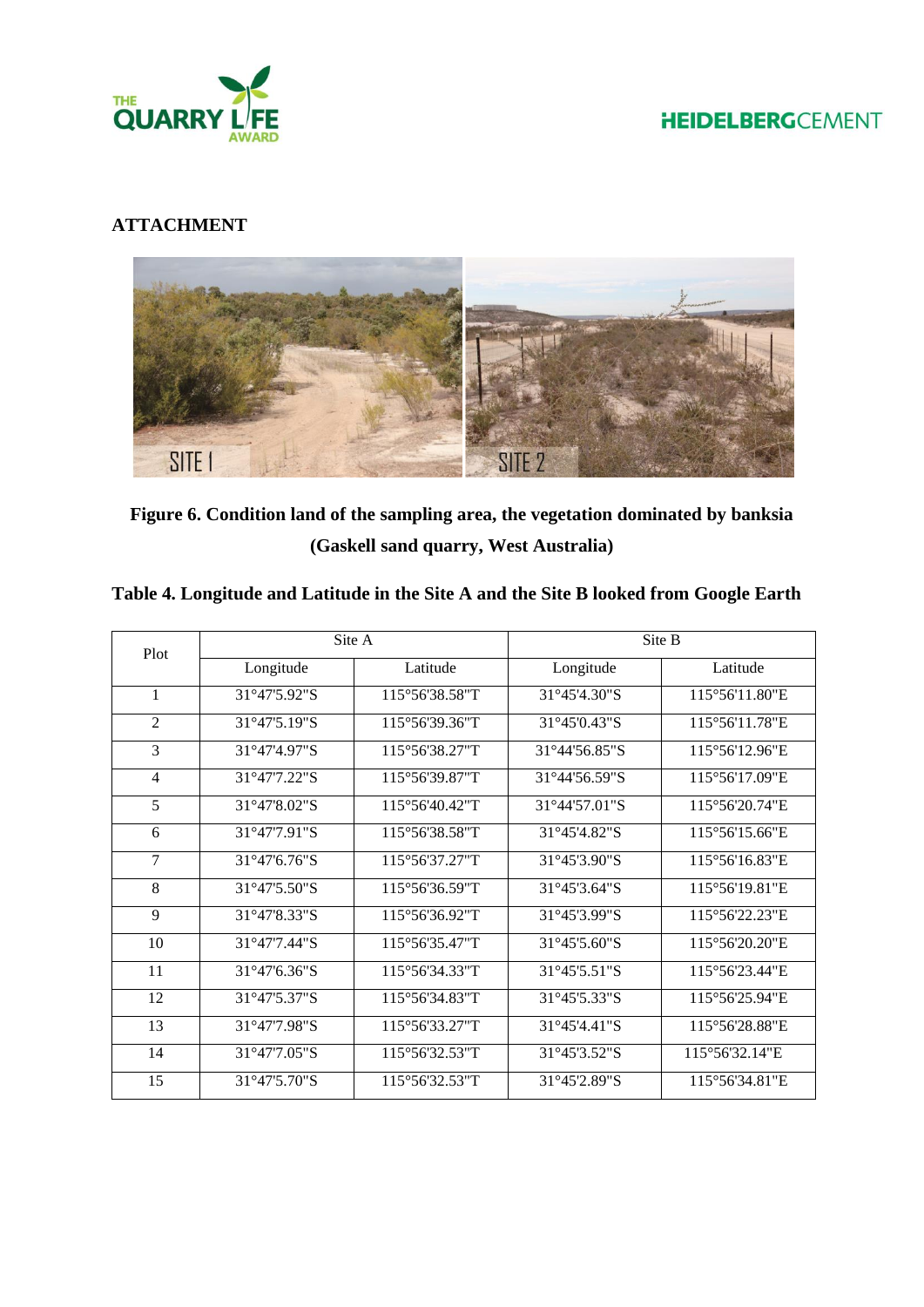**ATTACHMENT**

**Figure 6. Condition land of the sampling area, the vegetation dominated by banksia (Gaskell sand quarry, West Australia)**

**Table 4. Longitude and Latitude in the Site A and the Site B looked from Google Earth**

| Plot | Site A | | Site B | |
|---|---|---|---|---|
| | Longitude | Latitude | Longitude | Latitude |
| 1 | 31°47'5.92"S | 115°56'38.58"T | 31°45'4.30"S | 115°56'11.80"E |
| 2 | 31°47'5.19"S | 115°56'39.36"T | 31°45'0.43"S | 115°56'11.78"E |
| 3 | 31°47'4.97"S | 115°56'38.27"T | 31°44'56.85"S | 115°56'12.96"E |
| 4 | 31°47'7.22"S | 115°56'39.87"T | 31°44'56.59"S | 115°56'17.09"E |
| 5 | 31°47'8.02"S | 115°56'40.42"T | 31°44'57.01"S | 115°56'20.74"E |
| 6 | 31°47'7.91"S | 115°56'38.58"T | 31°45'4.82"S | 115°56'15.66"E |
| 7 | 31°47'6.76"S | 115°56'37.27"T | 31°45'3.90"S | 115°56'16.83"E |
| 8 | 31°47'5.50"S | 115°56'36.59"T | 31°45'3.64"S | 115°56'19.81"E |
| 9 | 31°47'8.33"S | 115°56'36.92"T | 31°45'3.99"S | 115°56'22.23"E |
| 10 | 31°47'7.44"S | 115°56'35.47"T | 31°45'5.60"S | 115°56'20.20"E |
| 11 | 31°47'6.36"S | 115°56'34.33"T | 31°45'5.51"S | 115°56'23.44"E |
| 12 | 31°47'5.37"S | 115°56'34.83"T | 31°45'5.33"S | 115°56'25.94"E |
| 13 | 31°47'7.98"S | 115°56'33.27"T | 31°45'4.41"S | 115°56'28.88"E |
| 14 | 31°47'7.05"S | 115°56'32.53"T | 31°45'3.52"S | 115°56'32.14"E |
| 15 | 31°47'5.70"S | 115°56'32.53"T | 31°45'2.89"S | 115°56'34.81"E |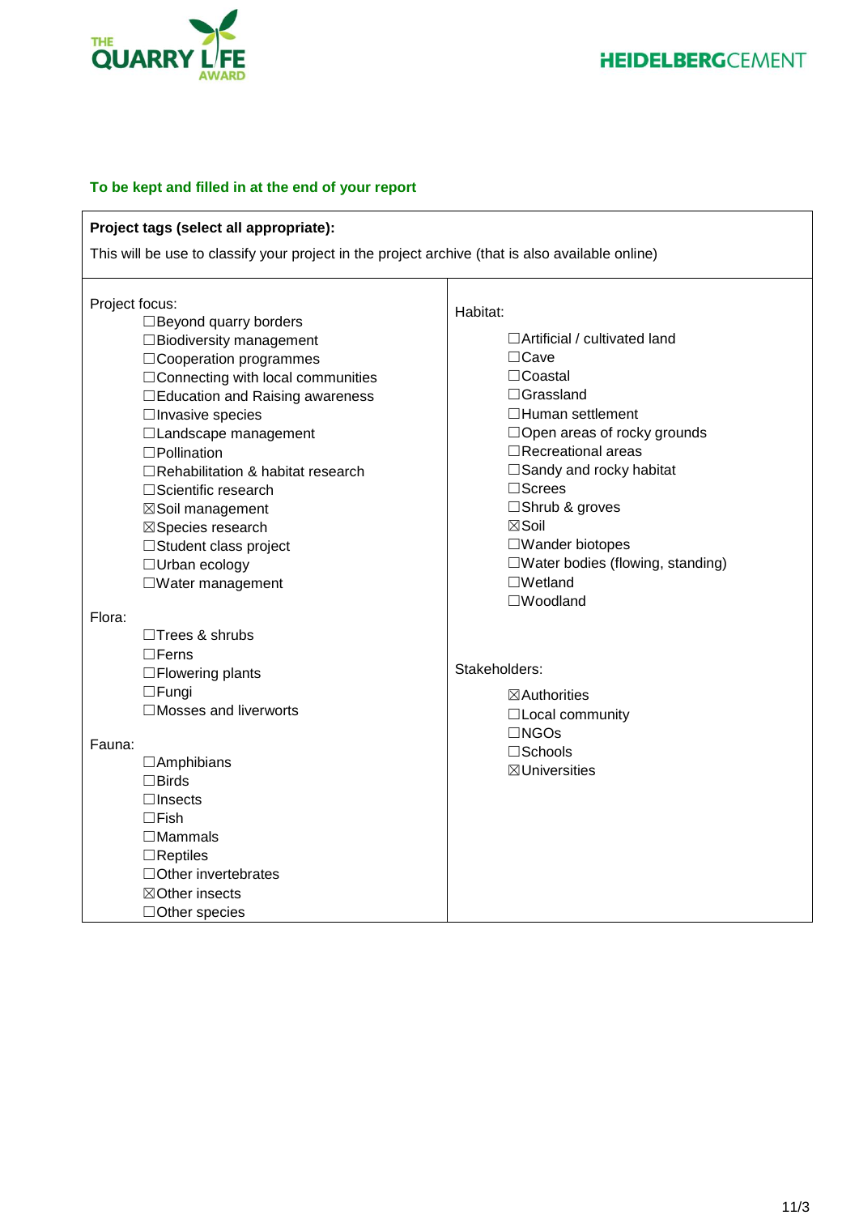**To be kept and filled in at the end of your report**

**Project tags (select all appropriate):**

This will be use to classify your project in the project archive (that is also available online)

Project focus:

- ☐Beyond quarry borders
- ☐Biodiversity management
- ☐Cooperation programmes
- ☐Connecting with local communities
- ☐Education and Raising awareness
- ☐Invasive species
- ☐Landscape management
- ☐Pollination
- ☐Rehabilitation & habitat research
- ☐Scientific research
- ☒Soil management
- ☒Species research
- ☐Student class project
- ☐Urban ecology
- ☐Water management

Flora:

- ☐Trees & shrubs
- ☐Ferns
- ☐Flowering plants
- ☐Fungi
- ☐Mosses and liverworts

Fauna:

- ☐Amphibians
- ☐Birds
- ☐Insects
- ☐Fish
- ☐Mammals
- ☐Reptiles
- ☐Other invertebrates
- ☒Other insects
- ☐Other species

Habitat:

- ☐Artificial / cultivated land
- ☐Cave
- ☐Coastal
- ☐Grassland
- ☐Human settlement
- ☐Open areas of rocky grounds
- ☐Recreational areas
- ☐Sandy and rocky habitat
- ☐Screes
- ☐Shrub & groves
- ☒Soil
- ☐Wander biotopes
- ☐Water bodies (flowing, standing)
- ☐Wetland
- ☐Woodland

Stakeholders:

- ☒Authorities
- ☐Local community
- ☐NGOs
- ☐Schools
- ☒Universities